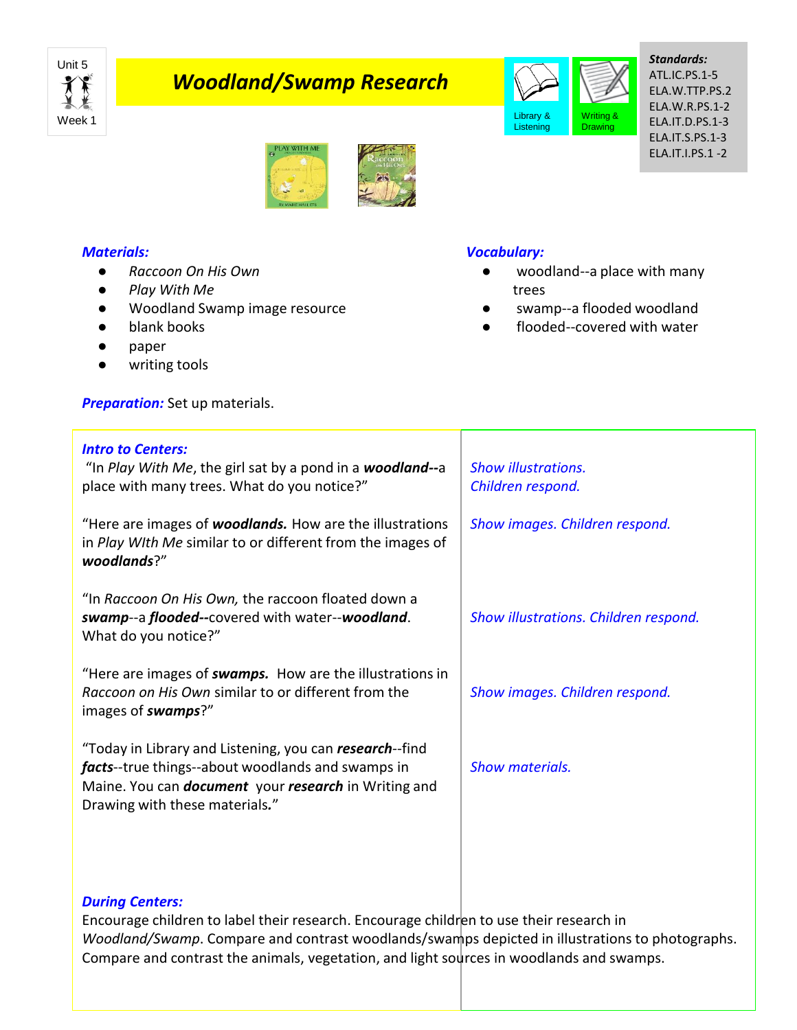Unit 5

Week 1

# *Woodland/Swamp Research*

Library & Listening

Writing & Drawing

***Standards:***
ATL.IC.PS.1-5
ELA.W.TTP.PS.2
ELA.W.R.PS.1-2
ELA.IT.D.PS.1-3
ELA.IT.S.PS.1-3
ELA.IT.I.PS.1 -2

***Materials:***

- *Raccoon On His Own*
- *Play With Me*
- Woodland Swamp image resource
- blank books
- paper
- writing tools

***Vocabulary:***

- woodland--a place with many trees
- swamp--a flooded woodland
- flooded--covered with water

***Preparation:*** Set up materials.

***Intro to Centers:***

| | |
|---|---|
| "In *Play With Me*, the girl sat by a pond in a ***woodland--***a place with many trees. What do you notice?" | *Show illustrations. Children respond.* |
| "Here are images of ***woodlands.*** How are the illustrations in *Play WIth Me* similar to or different from the images of ***woodlands***?" | *Show images. Children respond.* |
| "In *Raccoon On His Own,* the raccoon floated down a ***swamp***--a ***flooded--***covered with water--***woodland***. What do you notice?" | *Show illustrations. Children respond.* |
| "Here are images of ***swamps.*** How are the illustrations in *Raccoon on His Own* similar to or different from the images of ***swamps***?" | *Show images. Children respond.* |
| "Today in Library and Listening, you can ***research***--find ***facts***--true things--about woodlands and swamps in Maine. You can ***document*** your ***research*** in Writing and Drawing with these materials**.**" | *Show materials.* |

***During Centers:***
Encourage children to label their research. Encourage children to use their research in *Woodland/Swamp*. Compare and contrast woodlands/swamps depicted in illustrations to photographs. Compare and contrast the animals, vegetation, and light sources in woodlands and swamps.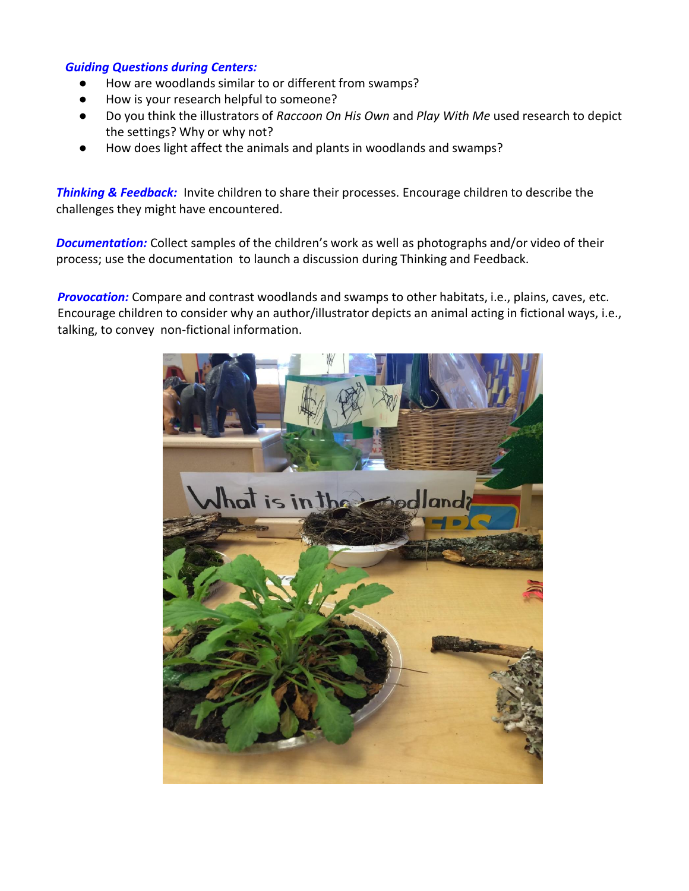***Guiding Questions during Centers:***

- How are woodlands similar to or different from swamps?
- How is your research helpful to someone?
- Do you think the illustrators of *Raccoon On His Own* and *Play With Me* used research to depict the settings? Why or why not?
- How does light affect the animals and plants in woodlands and swamps?

***Thinking & Feedback:*** Invite children to share their processes. Encourage children to describe the challenges they might have encountered.

***Documentation:*** Collect samples of the children's work as well as photographs and/or video of their process; use the documentation to launch a discussion during Thinking and Feedback.

***Provocation:*** Compare and contrast woodlands and swamps to other habitats, i.e., plains, caves, etc. Encourage children to consider why an author/illustrator depicts an animal acting in fictional ways, i.e., talking, to convey non-fictional information.